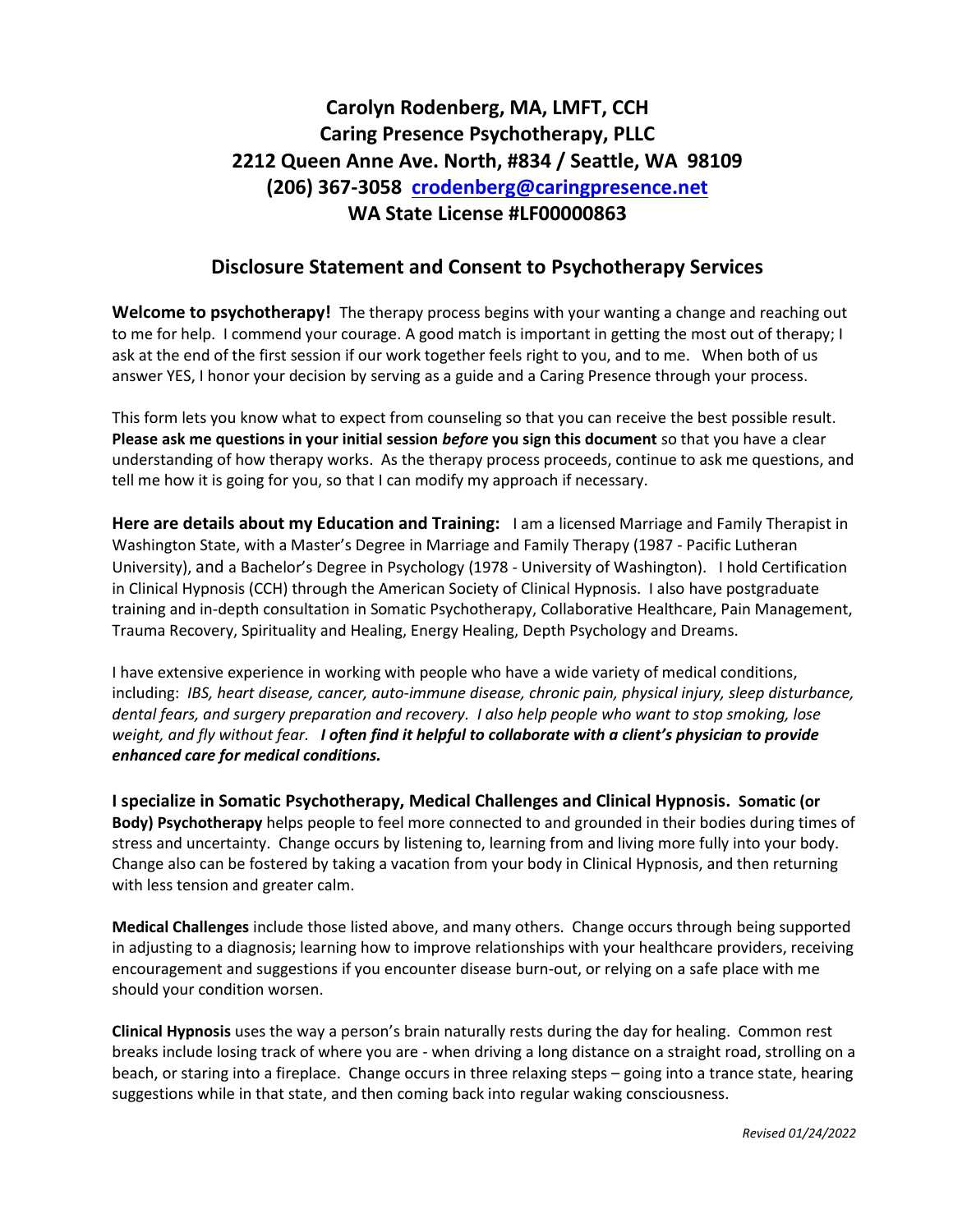# Carolyn Rodenberg, MA, LMFT, CCH
# Caring Presence Psychotherapy, PLLC
# 2212 Queen Anne Ave. North, #834 / Seattle, WA 98109
# (206) 367-3058 [crodenberg@caringpresence.net](mailto:crodenberg@caringpresence.net)
# WA State License #LF00000863

## Disclosure Statement and Consent to Psychotherapy Services

**Welcome to psychotherapy!** The therapy process begins with your wanting a change and reaching out to me for help. I commend your courage. A good match is important in getting the most out of therapy; I ask at the end of the first session if our work together feels right to you, and to me. When both of us answer YES, I honor your decision by serving as a guide and a Caring Presence through your process.

This form lets you know what to expect from counseling so that you can receive the best possible result. **Please ask me questions in your initial session *before* you sign this document** so that you have a clear understanding of how therapy works. As the therapy process proceeds, continue to ask me questions, and tell me how it is going for you, so that I can modify my approach if necessary.

**Here are details about my Education and Training:** I am a licensed Marriage and Family Therapist in Washington State, with a Master's Degree in Marriage and Family Therapy (1987 - Pacific Lutheran University), and a Bachelor's Degree in Psychology (1978 - University of Washington). I hold Certification in Clinical Hypnosis (CCH) through the American Society of Clinical Hypnosis. I also have postgraduate training and in-depth consultation in Somatic Psychotherapy, Collaborative Healthcare, Pain Management, Trauma Recovery, Spirituality and Healing, Energy Healing, Depth Psychology and Dreams.

I have extensive experience in working with people who have a wide variety of medical conditions, including: *IBS, heart disease, cancer, auto-immune disease, chronic pain, physical injury, sleep disturbance, dental fears, and surgery preparation and recovery. I also help people who want to stop smoking, lose weight, and fly without fear.* ***I often find it helpful to collaborate with a client's physician to provide enhanced care for medical conditions.***

**I specialize in Somatic Psychotherapy, Medical Challenges and Clinical Hypnosis. Somatic (or Body) Psychotherapy** helps people to feel more connected to and grounded in their bodies during times of stress and uncertainty. Change occurs by listening to, learning from and living more fully into your body. Change also can be fostered by taking a vacation from your body in Clinical Hypnosis, and then returning with less tension and greater calm.

**Medical Challenges** include those listed above, and many others. Change occurs through being supported in adjusting to a diagnosis; learning how to improve relationships with your healthcare providers, receiving encouragement and suggestions if you encounter disease burn-out, or relying on a safe place with me should your condition worsen.

**Clinical Hypnosis** uses the way a person's brain naturally rests during the day for healing. Common rest breaks include losing track of where you are - when driving a long distance on a straight road, strolling on a beach, or staring into a fireplace. Change occurs in three relaxing steps – going into a trance state, hearing suggestions while in that state, and then coming back into regular waking consciousness.

*Revised 01/24/2022*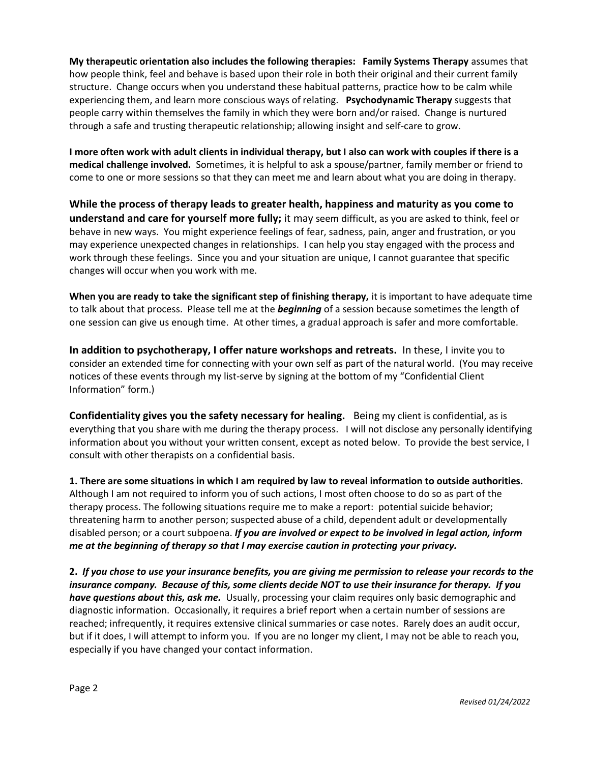**My therapeutic orientation also includes the following therapies:** **Family Systems Therapy** assumes that how people think, feel and behave is based upon their role in both their original and their current family structure. Change occurs when you understand these habitual patterns, practice how to be calm while experiencing them, and learn more conscious ways of relating. **Psychodynamic Therapy** suggests that people carry within themselves the family in which they were born and/or raised. Change is nurtured through a safe and trusting therapeutic relationship; allowing insight and self-care to grow.

**I more often work with adult clients in individual therapy, but I also can work with couples if there is a medical challenge involved.** Sometimes, it is helpful to ask a spouse/partner, family member or friend to come to one or more sessions so that they can meet me and learn about what you are doing in therapy.

**While the process of therapy leads to greater health, happiness and maturity as you come to understand and care for yourself more fully;** it may seem difficult, as you are asked to think, feel or behave in new ways. You might experience feelings of fear, sadness, pain, anger and frustration, or you may experience unexpected changes in relationships. I can help you stay engaged with the process and work through these feelings. Since you and your situation are unique, I cannot guarantee that specific changes will occur when you work with me.

**When you are ready to take the significant step of finishing therapy,** it is important to have adequate time to talk about that process. Please tell me at the ***beginning*** of a session because sometimes the length of one session can give us enough time. At other times, a gradual approach is safer and more comfortable.

**In addition to psychotherapy, I offer nature workshops and retreats.** In these, I invite you to consider an extended time for connecting with your own self as part of the natural world. (You may receive notices of these events through my list-serve by signing at the bottom of my "Confidential Client Information" form.)

**Confidentiality gives you the safety necessary for healing.** Being my client is confidential, as is everything that you share with me during the therapy process. I will not disclose any personally identifying information about you without your written consent, except as noted below. To provide the best service, I consult with other therapists on a confidential basis.

**1. There are some situations in which I am required by law to reveal information to outside authorities.** Although I am not required to inform you of such actions, I most often choose to do so as part of the therapy process. The following situations require me to make a report: potential suicide behavior; threatening harm to another person; suspected abuse of a child, dependent adult or developmentally disabled person; or a court subpoena. ***If you are involved or expect to be involved in legal action, inform me at the beginning of therapy so that I may exercise caution in protecting your privacy.***

**2.** ***If you chose to use your insurance benefits, you are giving me permission to release your records to the insurance company. Because of this, some clients decide NOT to use their insurance for therapy. If you have questions about this, ask me.*** Usually, processing your claim requires only basic demographic and diagnostic information. Occasionally, it requires a brief report when a certain number of sessions are reached; infrequently, it requires extensive clinical summaries or case notes. Rarely does an audit occur, but if it does, I will attempt to inform you. If you are no longer my client, I may not be able to reach you, especially if you have changed your contact information.

*Revised 01/24/2022*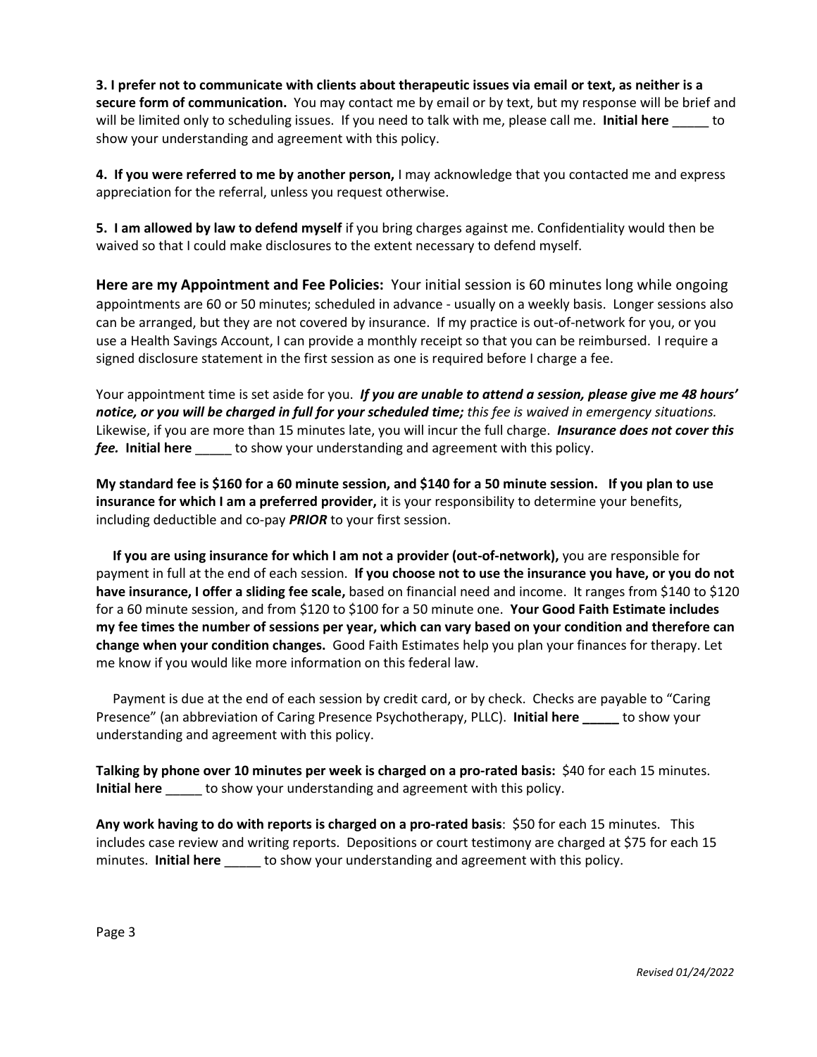**3. I prefer not to communicate with clients about therapeutic issues via email or text, as neither is a secure form of communication.** You may contact me by email or by text, but my response will be brief and will be limited only to scheduling issues. If you need to talk with me, please call me. **Initial here** _____ to show your understanding and agreement with this policy.

**4. If you were referred to me by another person,** I may acknowledge that you contacted me and express appreciation for the referral, unless you request otherwise.

**5. I am allowed by law to defend myself** if you bring charges against me. Confidentiality would then be waived so that I could make disclosures to the extent necessary to defend myself.

**Here are my Appointment and Fee Policies:** Your initial session is 60 minutes long while ongoing appointments are 60 or 50 minutes; scheduled in advance - usually on a weekly basis. Longer sessions also can be arranged, but they are not covered by insurance. If my practice is out-of-network for you, or you use a Health Savings Account, I can provide a monthly receipt so that you can be reimbursed. I require a signed disclosure statement in the first session as one is required before I charge a fee.

Your appointment time is set aside for you. ***If you are unable to attend a session, please give me 48 hours' notice, or you will be charged in full for your scheduled time;*** *this fee is waived in emergency situations.* Likewise, if you are more than 15 minutes late, you will incur the full charge. ***Insurance does not cover this fee.*** **Initial here** _____ to show your understanding and agreement with this policy.

**My standard fee is $160 for a 60 minute session, and $140 for a 50 minute session. If you plan to use insurance for which I am a preferred provider,** it is your responsibility to determine your benefits, including deductible and co-pay ***PRIOR*** to your first session.

**If you are using insurance for which I am not a provider (out-of-network),** you are responsible for payment in full at the end of each session. **If you choose not to use the insurance you have, or you do not have insurance, I offer a sliding fee scale,** based on financial need and income. It ranges from $140 to $120 for a 60 minute session, and from $120 to $100 for a 50 minute one. **Your Good Faith Estimate includes my fee times the number of sessions per year, which can vary based on your condition and therefore can change when your condition changes.** Good Faith Estimates help you plan your finances for therapy. Let me know if you would like more information on this federal law.

Payment is due at the end of each session by credit card, or by check. Checks are payable to "Caring Presence" (an abbreviation of Caring Presence Psychotherapy, PLLC). **Initial here _____** to show your understanding and agreement with this policy.

**Talking by phone over 10 minutes per week is charged on a pro-rated basis:** $40 for each 15 minutes. **Initial here** _____ to show your understanding and agreement with this policy.

**Any work having to do with reports is charged on a pro-rated basis**: $50 for each 15 minutes. This includes case review and writing reports. Depositions or court testimony are charged at $75 for each 15 minutes. **Initial here** _____ to show your understanding and agreement with this policy.

*Revised 01/24/2022*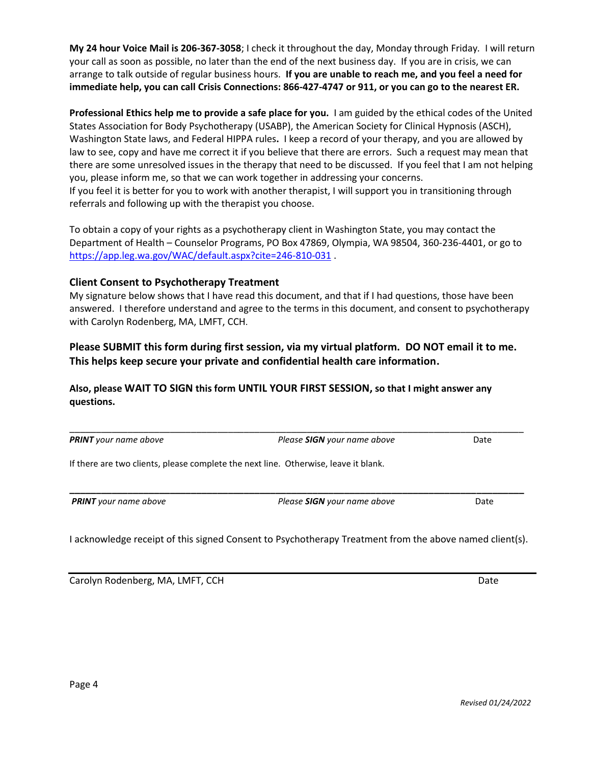**My 24 hour Voice Mail is 206-367-3058**; I check it throughout the day, Monday through Friday. I will return your call as soon as possible, no later than the end of the next business day. If you are in crisis, we can arrange to talk outside of regular business hours. **If you are unable to reach me, and you feel a need for immediate help, you can call Crisis Connections: 866-427-4747 or 911, or you can go to the nearest ER.**

**Professional Ethics help me to provide a safe place for you.** I am guided by the ethical codes of the United States Association for Body Psychotherapy (USABP), the American Society for Clinical Hypnosis (ASCH), Washington State laws, and Federal HIPPA rules**.** I keep a record of your therapy, and you are allowed by law to see, copy and have me correct it if you believe that there are errors. Such a request may mean that there are some unresolved issues in the therapy that need to be discussed. If you feel that I am not helping you, please inform me, so that we can work together in addressing your concerns.
If you feel it is better for you to work with another therapist, I will support you in transitioning through referrals and following up with the therapist you choose.

To obtain a copy of your rights as a psychotherapy client in Washington State, you may contact the Department of Health – Counselor Programs, PO Box 47869, Olympia, WA 98504, 360-236-4401, or go to https://app.leg.wa.gov/WAC/default.aspx?cite=246-810-031 .

### Client Consent to Psychotherapy Treatment

My signature below shows that I have read this document, and that if I had questions, those have been answered. I therefore understand and agree to the terms in this document, and consent to psychotherapy with Carolyn Rodenberg, MA, LMFT, CCH.

**Please SUBMIT this form during first session, via my virtual platform. DO NOT email it to me. This helps keep secure your private and confidential health care information.**

**Also, please WAIT TO SIGN this form UNTIL YOUR FIRST SESSION, so that I might answer any questions.**

___________________________________________________________________________

***PRINT** your name above* &nbsp;&nbsp;&nbsp;&nbsp; *Please **SIGN** your name above* &nbsp;&nbsp;&nbsp;&nbsp; Date

If there are two clients, please complete the next line. Otherwise, leave it blank.

___________________________________________________________________________

***PRINT** your name above* &nbsp;&nbsp;&nbsp;&nbsp; *Please **SIGN** your name above* &nbsp;&nbsp;&nbsp;&nbsp; Date

I acknowledge receipt of this signed Consent to Psychotherapy Treatment from the above named client(s).

___________________________________________________________________________

Carolyn Rodenberg, MA, LMFT, CCH &nbsp;&nbsp;&nbsp;&nbsp; Date

*Revised 01/24/2022*